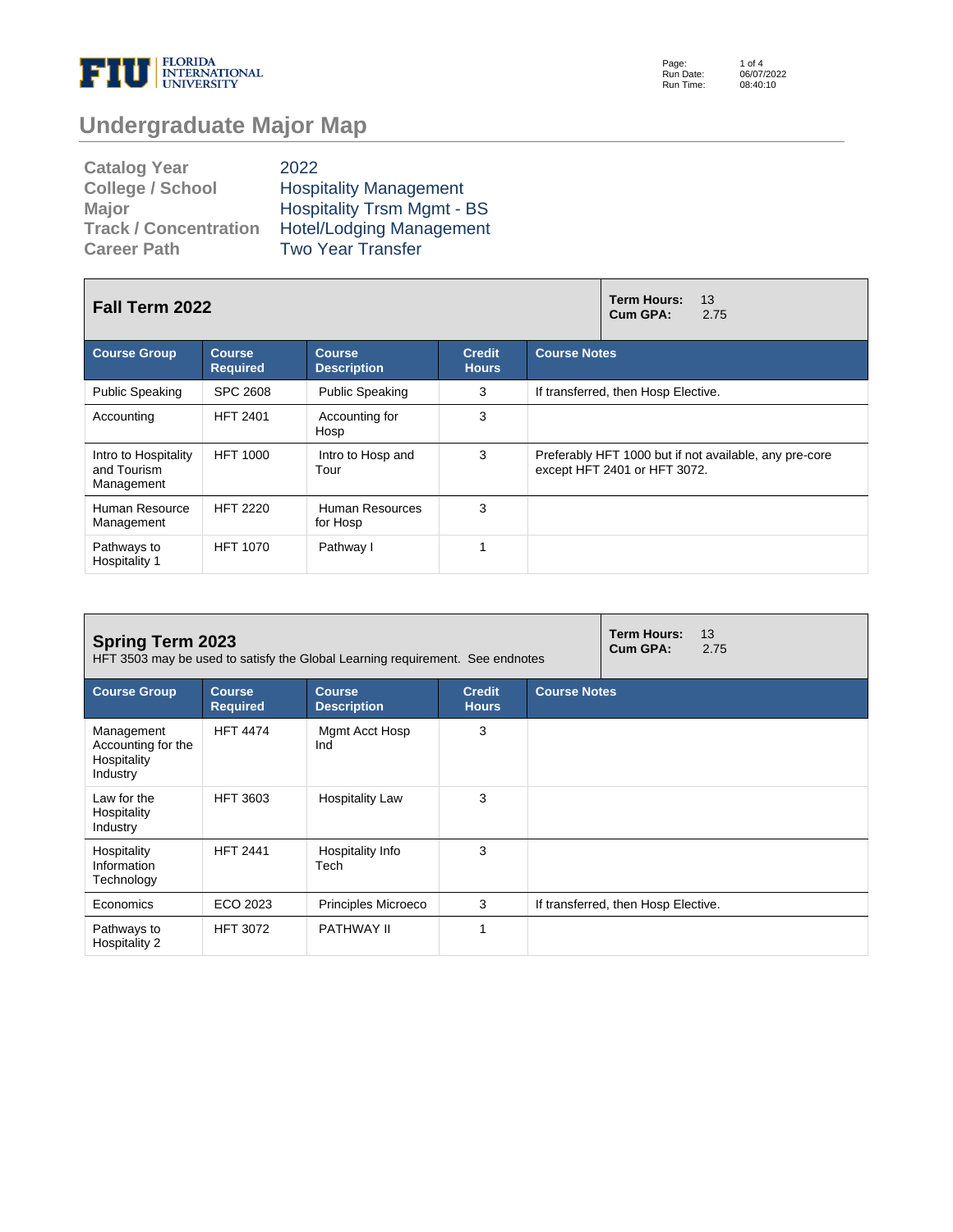# Undergraduate Major Map

| | |
|---|---|
| **Catalog Year** | 2022 |
| **College / School** | Hospitality Management |
| **Major** | Hospitality Trsm Mgmt - BS |
| **Track / Concentration** | Hotel/Lodging Management |
| **Career Path** | Two Year Transfer |

## Fall Term 2022

**Term Hours:** 13
**Cum GPA:** 2.75

| Course Group | Course Required | Course Description | Credit Hours | Course Notes |
|---|---|---|---|---|
| Public Speaking | SPC 2608 | Public Speaking | 3 | If transferred, then Hosp Elective. |
| Accounting | HFT 2401 | Accounting for Hosp | 3 | |
| Intro to Hospitality and Tourism Management | HFT 1000 | Intro to Hosp and Tour | 3 | Preferably HFT 1000 but if not available, any pre-core except HFT 2401 or HFT 3072. |
| Human Resource Management | HFT 2220 | Human Resources for Hosp | 3 | |
| Pathways to Hospitality 1 | HFT 1070 | Pathway I | 1 | |

## Spring Term 2023

HFT 3503 may be used to satisfy the Global Learning requirement. See endnotes

**Term Hours:** 13
**Cum GPA:** 2.75

| Course Group | Course Required | Course Description | Credit Hours | Course Notes |
|---|---|---|---|---|
| Management Accounting for the Hospitality Industry | HFT 4474 | Mgmt Acct Hosp Ind | 3 | |
| Law for the Hospitality Industry | HFT 3603 | Hospitality Law | 3 | |
| Hospitality Information Technology | HFT 2441 | Hospitality Info Tech | 3 | |
| Economics | ECO 2023 | Principles Microeco | 3 | If transferred, then Hosp Elective. |
| Pathways to Hospitality 2 | HFT 3072 | PATHWAY II | 1 | |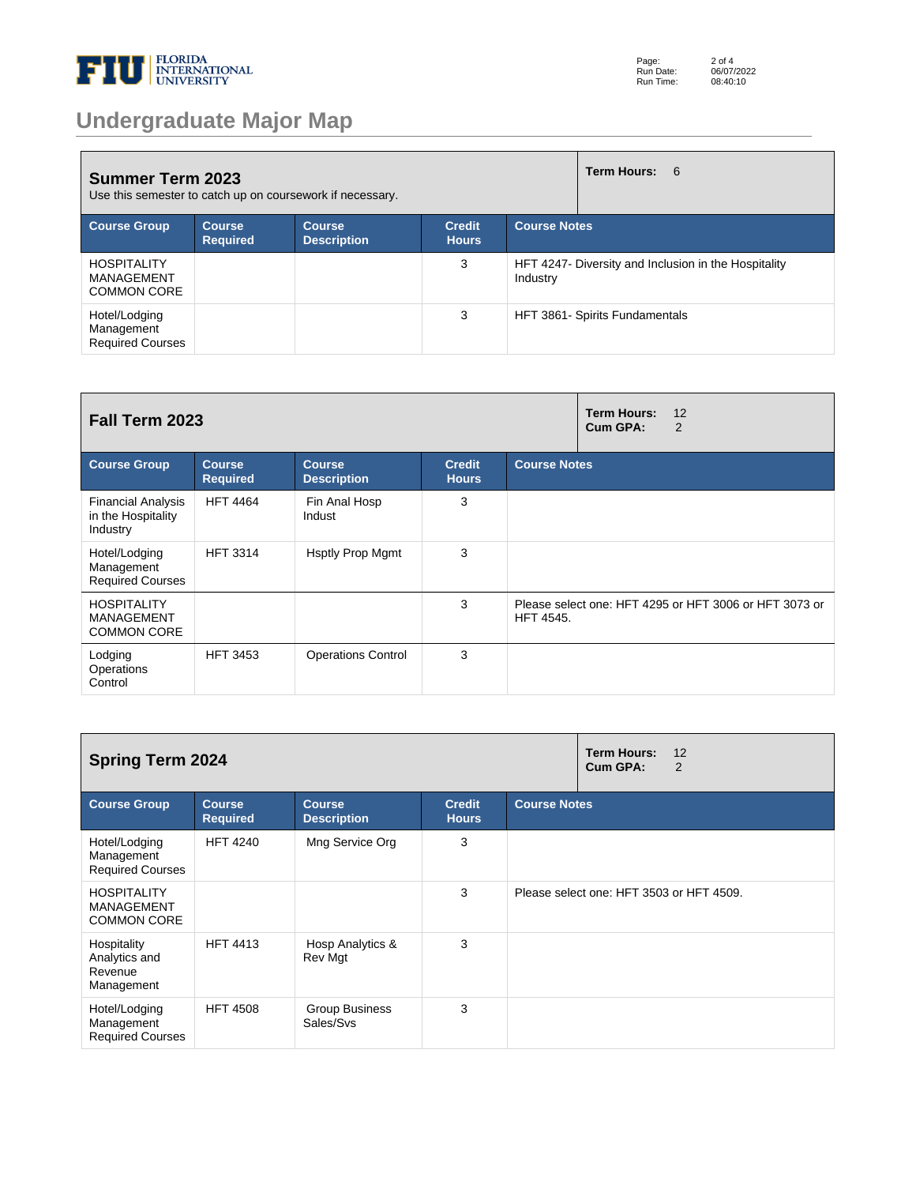# Undergraduate Major Map

## Summer Term 2023

Use this semester to catch up on coursework if necessary.

**Term Hours:** 6

| Course Group | Course Required | Course Description | Credit Hours | Course Notes |
|---|---|---|---|---|
| HOSPITALITY MANAGEMENT COMMON CORE | | | 3 | HFT 4247- Diversity and Inclusion in the Hospitality Industry |
| Hotel/Lodging Management Required Courses | | | 3 | HFT 3861- Spirits Fundamentals |

## Fall Term 2023

**Term Hours:** 12
**Cum GPA:** 2

| Course Group | Course Required | Course Description | Credit Hours | Course Notes |
|---|---|---|---|---|
| Financial Analysis in the Hospitality Industry | HFT 4464 | Fin Anal Hosp Indust | 3 | |
| Hotel/Lodging Management Required Courses | HFT 3314 | Hsptly Prop Mgmt | 3 | |
| HOSPITALITY MANAGEMENT COMMON CORE | | | 3 | Please select one: HFT 4295 or HFT 3006 or HFT 3073 or HFT 4545. |
| Lodging Operations Control | HFT 3453 | Operations Control | 3 | |

## Spring Term 2024

**Term Hours:** 12
**Cum GPA:** 2

| Course Group | Course Required | Course Description | Credit Hours | Course Notes |
|---|---|---|---|---|
| Hotel/Lodging Management Required Courses | HFT 4240 | Mng Service Org | 3 | |
| HOSPITALITY MANAGEMENT COMMON CORE | | | 3 | Please select one: HFT 3503 or HFT 4509. |
| Hospitality Analytics and Revenue Management | HFT 4413 | Hosp Analytics & Rev Mgt | 3 | |
| Hotel/Lodging Management Required Courses | HFT 4508 | Group Business Sales/Svs | 3 | |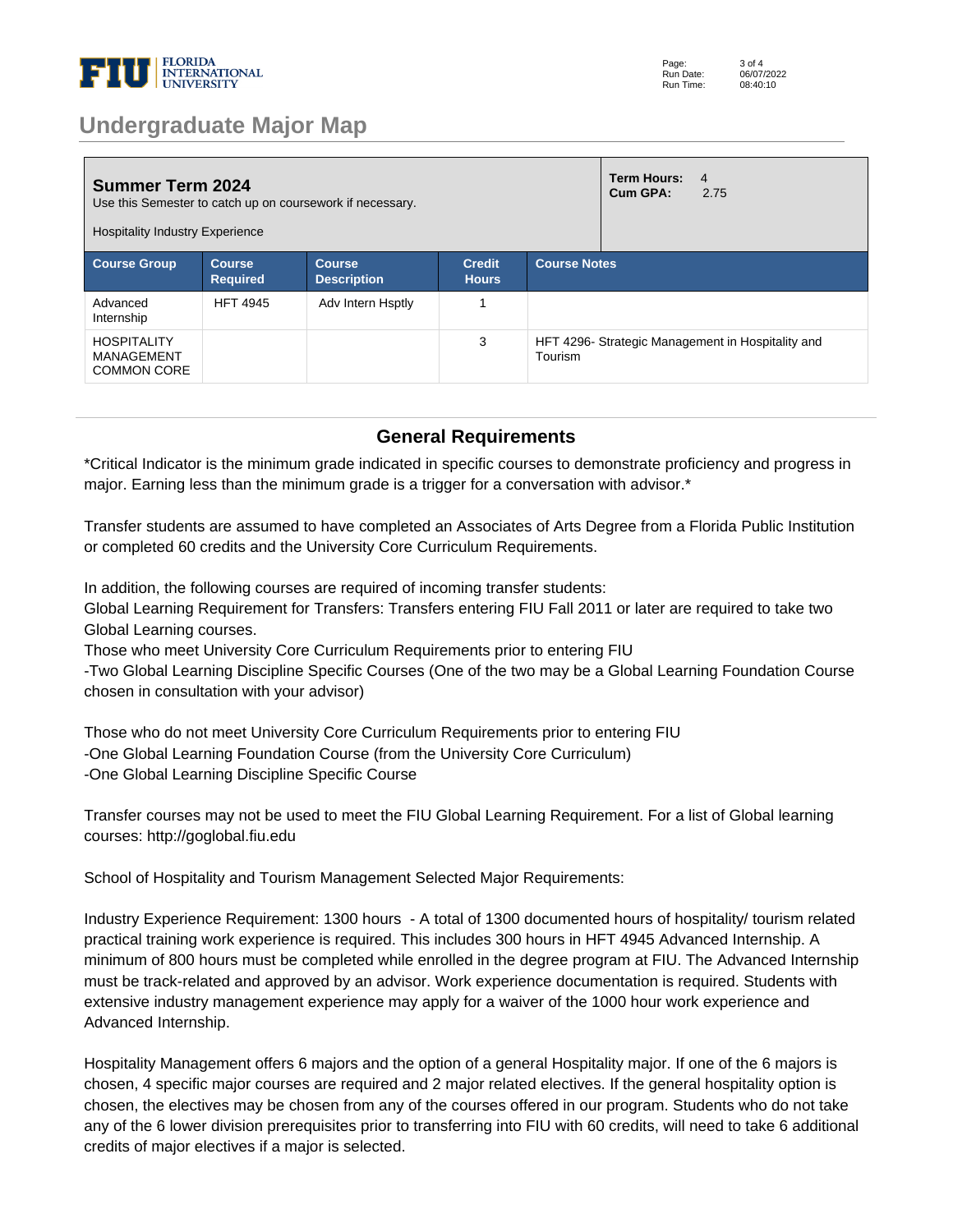# Undergraduate Major Map

| **Summer Term 2024**<br>Use this Semester to catch up on coursework if necessary.<br><br>Hospitality Industry Experience | | | | **Term Hours:** 4<br>**Cum GPA:** 2.75 |
|---|---|---|---|---|
| **Course Group** | **Course Required** | **Course Description** | **Credit Hours** | **Course Notes** |
| Advanced Internship | HFT 4945 | Adv Intern Hsptly | 1 | |
| HOSPITALITY MANAGEMENT COMMON CORE | | | 3 | HFT 4296- Strategic Management in Hospitality and Tourism |

## General Requirements

*Critical Indicator is the minimum grade indicated in specific courses to demonstrate proficiency and progress in major. Earning less than the minimum grade is a trigger for a conversation with advisor.*

Transfer students are assumed to have completed an Associates of Arts Degree from a Florida Public Institution or completed 60 credits and the University Core Curriculum Requirements.

In addition, the following courses are required of incoming transfer students:
Global Learning Requirement for Transfers: Transfers entering FIU Fall 2011 or later are required to take two Global Learning courses.
Those who meet University Core Curriculum Requirements prior to entering FIU
-Two Global Learning Discipline Specific Courses (One of the two may be a Global Learning Foundation Course chosen in consultation with your advisor)

Those who do not meet University Core Curriculum Requirements prior to entering FIU
-One Global Learning Foundation Course (from the University Core Curriculum)
-One Global Learning Discipline Specific Course

Transfer courses may not be used to meet the FIU Global Learning Requirement. For a list of Global learning courses: http://goglobal.fiu.edu

School of Hospitality and Tourism Management Selected Major Requirements:

Industry Experience Requirement: 1300 hours - A total of 1300 documented hours of hospitality/ tourism related practical training work experience is required. This includes 300 hours in HFT 4945 Advanced Internship. A minimum of 800 hours must be completed while enrolled in the degree program at FIU. The Advanced Internship must be track-related and approved by an advisor. Work experience documentation is required. Students with extensive industry management experience may apply for a waiver of the 1000 hour work experience and Advanced Internship.

Hospitality Management offers 6 majors and the option of a general Hospitality major. If one of the 6 majors is chosen, 4 specific major courses are required and 2 major related electives. If the general hospitality option is chosen, the electives may be chosen from any of the courses offered in our program. Students who do not take any of the 6 lower division prerequisites prior to transferring into FIU with 60 credits, will need to take 6 additional credits of major electives if a major is selected.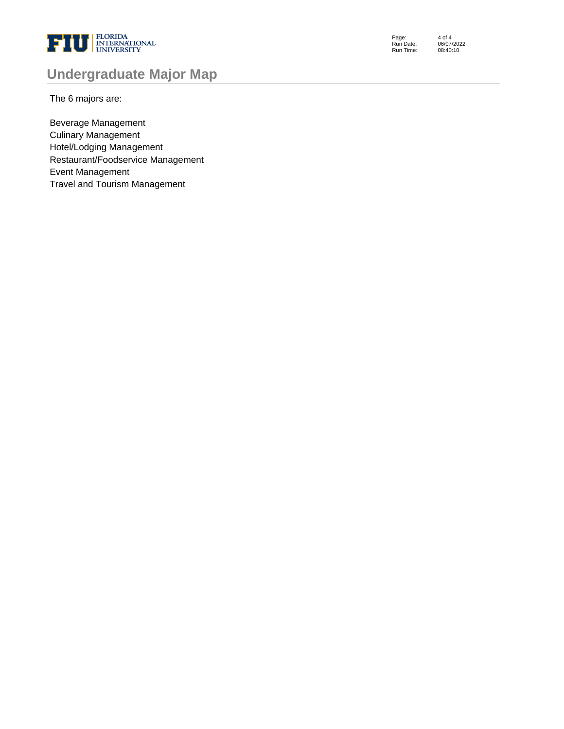# Undergraduate Major Map

The 6 majors are:

Beverage Management
Culinary Management
Hotel/Lodging Management
Restaurant/Foodservice Management
Event Management
Travel and Tourism Management